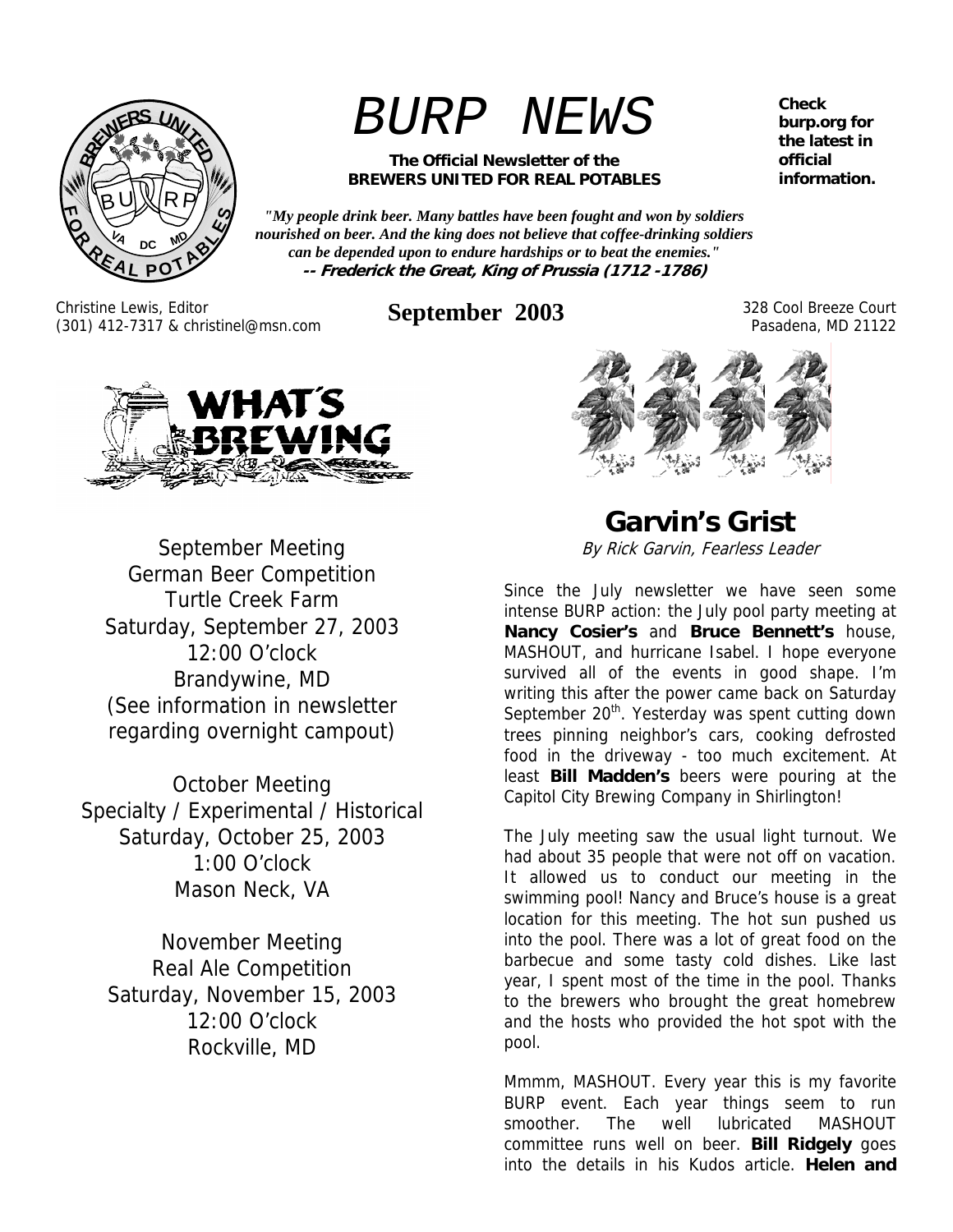# BURP NEWS

**The Official Newsletter of the BREWERS UNITED FOR REAL POTABLES**

***"My people drink beer. Many battles have been fought and won by soldiers nourished on beer. And the king does not believe that coffee-drinking soldiers can be depended upon to endure hardships or to beat the enemies."***
**-- Frederick the Great, King of Prussia (1712 -1786)**

**Check burp.org for the latest in official information.**

Christine Lewis, Editor
(301) 412-7317 & christinel@msn.com

**September 2003**

328 Cool Breeze Court
Pasadena, MD 21122

## WHAT'S BREWING

September Meeting
German Beer Competition
Turtle Creek Farm
Saturday, September 27, 2003
12:00 O'clock
Brandywine, MD
(See information in newsletter regarding overnight campout)

October Meeting
Specialty / Experimental / Historical
Saturday, October 25, 2003
1:00 O'clock
Mason Neck, VA

November Meeting
Real Ale Competition
Saturday, November 15, 2003
12:00 O'clock
Rockville, MD

## Garvin's Grist

*By Rick Garvin, Fearless Leader*

Since the July newsletter we have seen some intense BURP action: the July pool party meeting at **Nancy Cosier's** and **Bruce Bennett's** house, MASHOUT, and hurricane Isabel. I hope everyone survived all of the events in good shape. I'm writing this after the power came back on Saturday September 20th. Yesterday was spent cutting down trees pinning neighbor's cars, cooking defrosted food in the driveway - too much excitement. At least **Bill Madden's** beers were pouring at the Capitol City Brewing Company in Shirlington!

The July meeting saw the usual light turnout. We had about 35 people that were not off on vacation. It allowed us to conduct our meeting in the swimming pool! Nancy and Bruce's house is a great location for this meeting. The hot sun pushed us into the pool. There was a lot of great food on the barbecue and some tasty cold dishes. Like last year, I spent most of the time in the pool. Thanks to the brewers who brought the great homebrew and the hosts who provided the hot spot with the pool.

Mmmm, MASHOUT. Every year this is my favorite BURP event. Each year things seem to run smoother. The well lubricated MASHOUT committee runs well on beer. **Bill Ridgely** goes into the details in his Kudos article. **Helen and**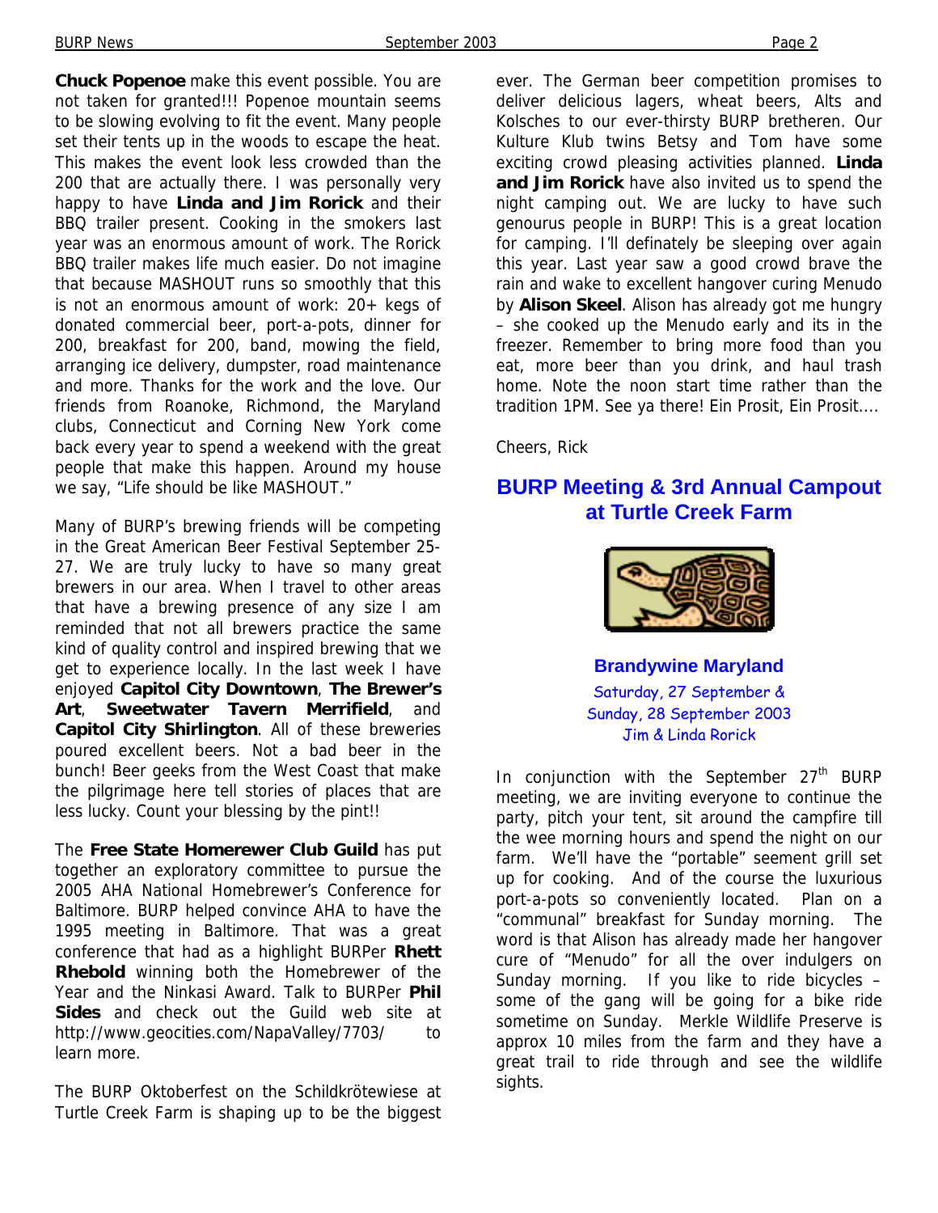**Chuck Popenoe** make this event possible. You are not taken for granted!!! Popenoe mountain seems to be slowing evolving to fit the event. Many people set their tents up in the woods to escape the heat. This makes the event look less crowded than the 200 that are actually there. I was personally very happy to have **Linda and Jim Rorick** and their BBQ trailer present. Cooking in the smokers last year was an enormous amount of work. The Rorick BBQ trailer makes life much easier. Do not imagine that because MASHOUT runs so smoothly that this is not an enormous amount of work: 20+ kegs of donated commercial beer, port-a-pots, dinner for 200, breakfast for 200, band, mowing the field, arranging ice delivery, dumpster, road maintenance and more. Thanks for the work and the love. Our friends from Roanoke, Richmond, the Maryland clubs, Connecticut and Corning New York come back every year to spend a weekend with the great people that make this happen. Around my house we say, "Life should be like MASHOUT."

Many of BURP's brewing friends will be competing in the Great American Beer Festival September 25-27. We are truly lucky to have so many great brewers in our area. When I travel to other areas that have a brewing presence of any size I am reminded that not all brewers practice the same kind of quality control and inspired brewing that we get to experience locally. In the last week I have enjoyed **Capitol City Downtown**, **The Brewer's Art**, **Sweetwater Tavern Merrifield**, and **Capitol City Shirlington**. All of these breweries poured excellent beers. Not a bad beer in the bunch! Beer geeks from the West Coast that make the pilgrimage here tell stories of places that are less lucky. Count your blessing by the pint!!

The **Free State Homerewer Club Guild** has put together an exploratory committee to pursue the 2005 AHA National Homebrewer's Conference for Baltimore. BURP helped convince AHA to have the 1995 meeting in Baltimore. That was a great conference that had as a highlight BURPer **Rhett Rhebold** winning both the Homebrewer of the Year and the Ninkasi Award. Talk to BURPer **Phil Sides** and check out the Guild web site at http://www.geocities.com/NapaValley/7703/ to learn more.

The BURP Oktoberfest on the Schildkrötewiese at Turtle Creek Farm is shaping up to be the biggest ever. The German beer competition promises to deliver delicious lagers, wheat beers, Alts and Kolsches to our ever-thirsty BURP bretheren. Our Kulture Klub twins Betsy and Tom have some exciting crowd pleasing activities planned. **Linda and Jim Rorick** have also invited us to spend the night camping out. We are lucky to have such genourus people in BURP! This is a great location for camping. I'll definately be sleeping over again this year. Last year saw a good crowd brave the rain and wake to excellent hangover curing Menudo by **Alison Skeel**. Alison has already got me hungry – she cooked up the Menudo early and its in the freezer. Remember to bring more food than you eat, more beer than you drink, and haul trash home. Note the noon start time rather than the tradition 1PM. See ya there! Ein Prosit, Ein Prosit....

Cheers, Rick

## BURP Meeting & 3rd Annual Campout at Turtle Creek Farm

**Brandywine Maryland**

Saturday, 27 September &
Sunday, 28 September 2003
Jim & Linda Rorick

In conjunction with the September 27th BURP meeting, we are inviting everyone to continue the party, pitch your tent, sit around the campfire till the wee morning hours and spend the night on our farm. We'll have the "portable" seement grill set up for cooking. And of the course the luxurious port-a-pots so conveniently located. Plan on a "communal" breakfast for Sunday morning. The word is that Alison has already made her hangover cure of "Menudo" for all the over indulgers on Sunday morning. If you like to ride bicycles – some of the gang will be going for a bike ride sometime on Sunday. Merkle Wildlife Preserve is approx 10 miles from the farm and they have a great trail to ride through and see the wildlife sights.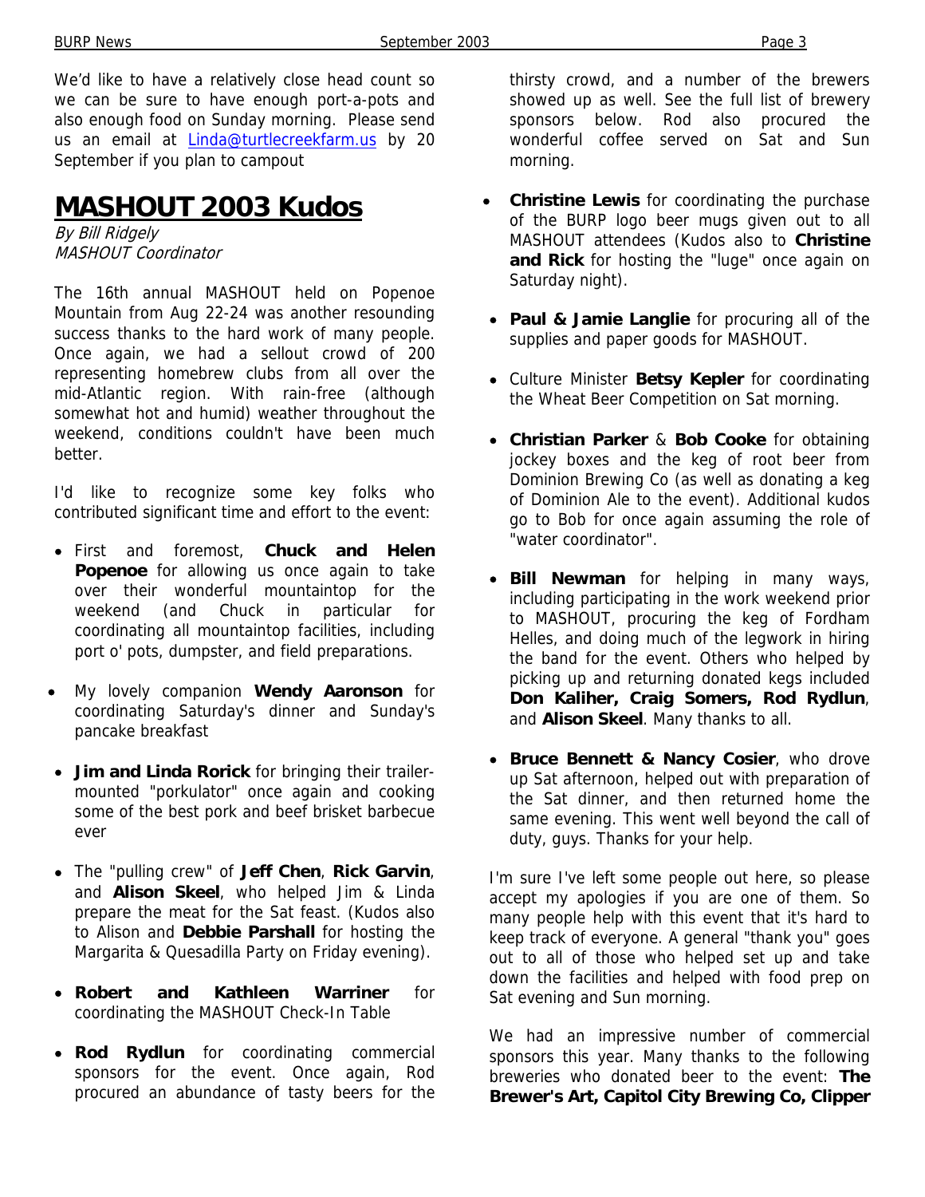We'd like to have a relatively close head count so we can be sure to have enough port-a-pots and also enough food on Sunday morning. Please send us an email at Linda@turtlecreekfarm.us by 20 September if you plan to campout

# MASHOUT 2003 Kudos

*By Bill Ridgely*
*MASHOUT Coordinator*

The 16th annual MASHOUT held on Popenoe Mountain from Aug 22-24 was another resounding success thanks to the hard work of many people. Once again, we had a sellout crowd of 200 representing homebrew clubs from all over the mid-Atlantic region. With rain-free (although somewhat hot and humid) weather throughout the weekend, conditions couldn't have been much better.

I'd like to recognize some key folks who contributed significant time and effort to the event:

- First and foremost, **Chuck and Helen Popenoe** for allowing us once again to take over their wonderful mountaintop for the weekend (and Chuck in particular for coordinating all mountaintop facilities, including port o' pots, dumpster, and field preparations.
- My lovely companion **Wendy Aaronson** for coordinating Saturday's dinner and Sunday's pancake breakfast
- **Jim and Linda Rorick** for bringing their trailer-mounted "porkulator" once again and cooking some of the best pork and beef brisket barbecue ever
- The "pulling crew" of **Jeff Chen**, **Rick Garvin**, and **Alison Skeel**, who helped Jim & Linda prepare the meat for the Sat feast. (Kudos also to Alison and **Debbie Parshall** for hosting the Margarita & Quesadilla Party on Friday evening).
- **Robert and Kathleen Warriner** for coordinating the MASHOUT Check-In Table
- **Rod Rydlun** for coordinating commercial sponsors for the event. Once again, Rod procured an abundance of tasty beers for the thirsty crowd, and a number of the brewers showed up as well. See the full list of brewery sponsors below. Rod also procured the wonderful coffee served on Sat and Sun morning.
- **Christine Lewis** for coordinating the purchase of the BURP logo beer mugs given out to all MASHOUT attendees (Kudos also to **Christine and Rick** for hosting the "luge" once again on Saturday night).
- **Paul & Jamie Langlie** for procuring all of the supplies and paper goods for MASHOUT.
- Culture Minister **Betsy Kepler** for coordinating the Wheat Beer Competition on Sat morning.
- **Christian Parker** & **Bob Cooke** for obtaining jockey boxes and the keg of root beer from Dominion Brewing Co (as well as donating a keg of Dominion Ale to the event). Additional kudos go to Bob for once again assuming the role of "water coordinator".
- **Bill Newman** for helping in many ways, including participating in the work weekend prior to MASHOUT, procuring the keg of Fordham Helles, and doing much of the legwork in hiring the band for the event. Others who helped by picking up and returning donated kegs included **Don Kaliher, Craig Somers, Rod Rydlun**, and **Alison Skeel**. Many thanks to all.
- **Bruce Bennett & Nancy Cosier**, who drove up Sat afternoon, helped out with preparation of the Sat dinner, and then returned home the same evening. This went well beyond the call of duty, guys. Thanks for your help.

I'm sure I've left some people out here, so please accept my apologies if you are one of them. So many people help with this event that it's hard to keep track of everyone. A general "thank you" goes out to all of those who helped set up and take down the facilities and helped with food prep on Sat evening and Sun morning.

We had an impressive number of commercial sponsors this year. Many thanks to the following breweries who donated beer to the event: **The Brewer's Art, Capitol City Brewing Co, Clipper**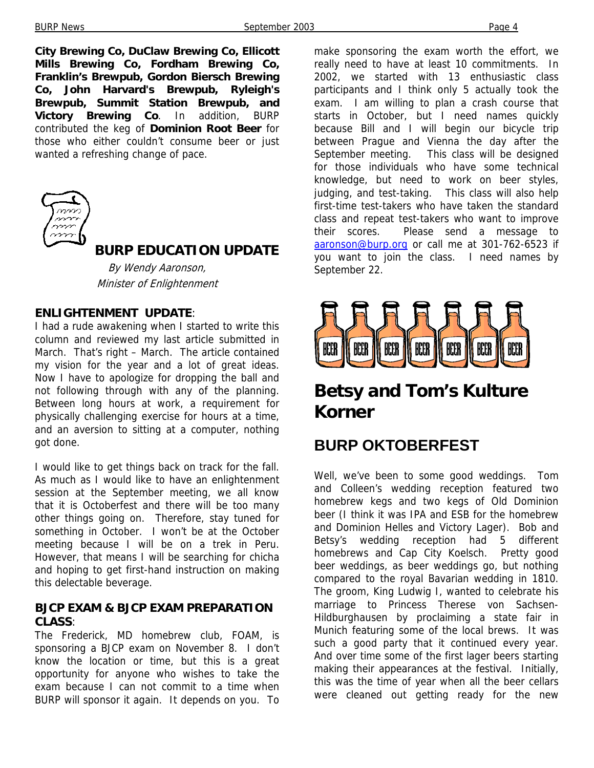**City Brewing Co, DuClaw Brewing Co, Ellicott Mills Brewing Co, Fordham Brewing Co, Franklin's Brewpub, Gordon Biersch Brewing Co, John Harvard's Brewpub, Ryleigh's Brewpub, Summit Station Brewpub, and Victory Brewing Co**. In addition, BURP contributed the keg of **Dominion Root Beer** for those who either couldn't consume beer or just wanted a refreshing change of pace.

## BURP EDUCATION UPDATE

*By Wendy Aaronson, Minister of Enlightenment*

**ENLIGHTENMENT UPDATE**:
I had a rude awakening when I started to write this column and reviewed my last article submitted in March. That's right – March. The article contained my vision for the year and a lot of great ideas. Now I have to apologize for dropping the ball and not following through with any of the planning. Between long hours at work, a requirement for physically challenging exercise for hours at a time, and an aversion to sitting at a computer, nothing got done.

I would like to get things back on track for the fall. As much as I would like to have an enlightenment session at the September meeting, we all know that it is Octoberfest and there will be too many other things going on. Therefore, stay tuned for something in October. I won't be at the October meeting because I will be on a trek in Peru. However, that means I will be searching for chicha and hoping to get first-hand instruction on making this delectable beverage.

**BJCP EXAM & BJCP EXAM PREPARATION CLASS**:
The Frederick, MD homebrew club, FOAM, is sponsoring a BJCP exam on November 8. I don't know the location or time, but this is a great opportunity for anyone who wishes to take the exam because I can not commit to a time when BURP will sponsor it again. It depends on you. To make sponsoring the exam worth the effort, we really need to have at least 10 commitments. In 2002, we started with 13 enthusiastic class participants and I think only 5 actually took the exam. I am willing to plan a crash course that starts in October, but I need names quickly because Bill and I will begin our bicycle trip between Prague and Vienna the day after the September meeting. This class will be designed for those individuals who have some technical knowledge, but need to work on beer styles, judging, and test-taking. This class will also help first-time test-takers who have taken the standard class and repeat test-takers who want to improve their scores. Please send a message to aaronson@burp.org or call me at 301-762-6523 if you want to join the class. I need names by September 22.

# Betsy and Tom's Kulture Korner

## BURP OKTOBERFEST

Well, we've been to some good weddings. Tom and Colleen's wedding reception featured two homebrew kegs and two kegs of Old Dominion beer (I think it was IPA and ESB for the homebrew and Dominion Helles and Victory Lager). Bob and Betsy's wedding reception had 5 different homebrews and Cap City Koelsch. Pretty good beer weddings, as beer weddings go, but nothing compared to the royal Bavarian wedding in 1810. The groom, King Ludwig I, wanted to celebrate his marriage to Princess Therese von Sachsen-Hildburghausen by proclaiming a state fair in Munich featuring some of the local brews. It was such a good party that it continued every year. And over time some of the first lager beers starting making their appearances at the festival. Initially, this was the time of year when all the beer cellars were cleaned out getting ready for the new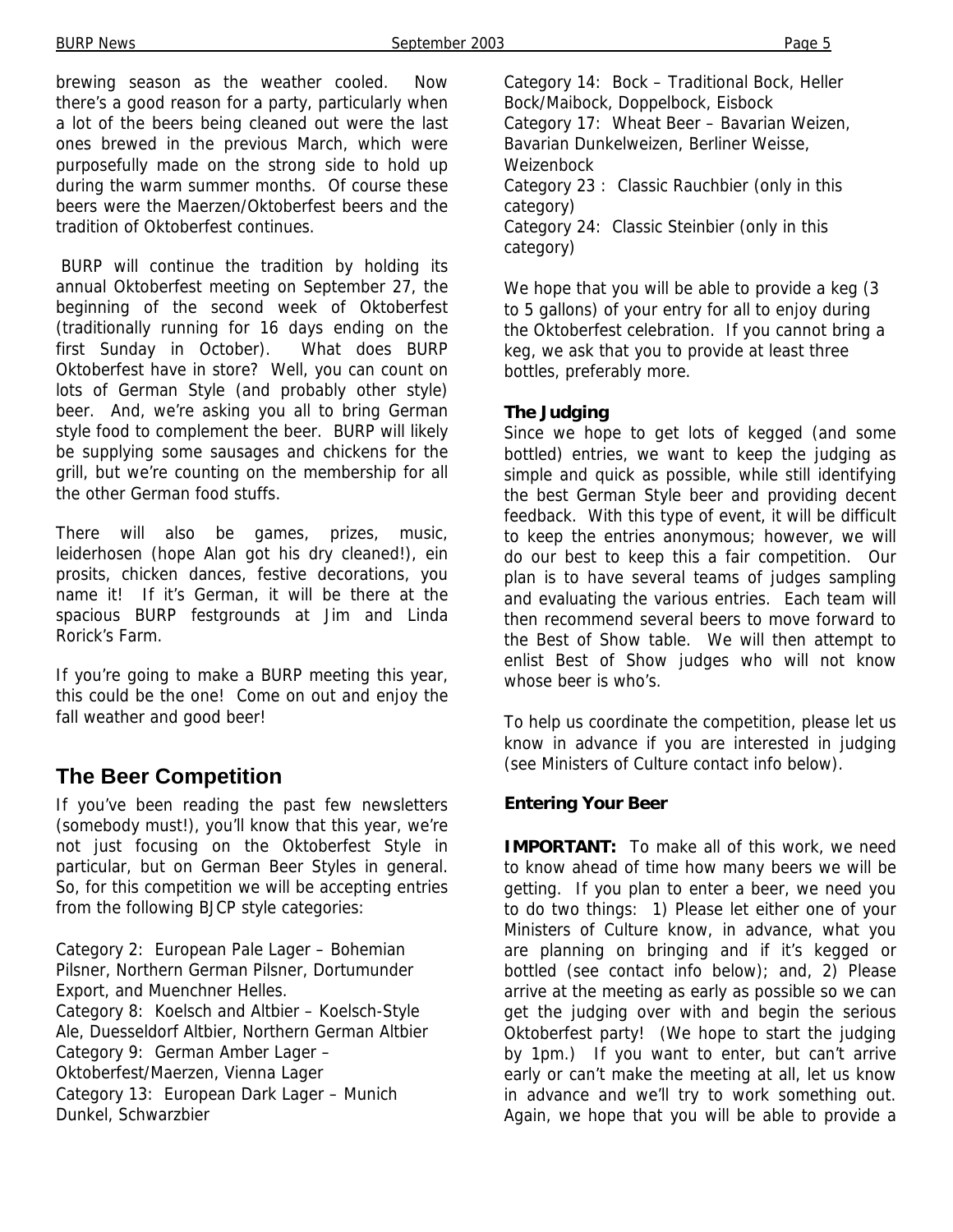brewing season as the weather cooled. Now there's a good reason for a party, particularly when a lot of the beers being cleaned out were the last ones brewed in the previous March, which were purposefully made on the strong side to hold up during the warm summer months. Of course these beers were the Maerzen/Oktoberfest beers and the tradition of Oktoberfest continues.

BURP will continue the tradition by holding its annual Oktoberfest meeting on September 27, the beginning of the second week of Oktoberfest (traditionally running for 16 days ending on the first Sunday in October). What does BURP Oktoberfest have in store? Well, you can count on lots of German Style (and probably other style) beer. And, we're asking you all to bring German style food to complement the beer. BURP will likely be supplying some sausages and chickens for the grill, but we're counting on the membership for all the other German food stuffs.

There will also be games, prizes, music, leiderhosen (hope Alan got his dry cleaned!), ein prosits, chicken dances, festive decorations, you name it! If it's German, it will be there at the spacious BURP festgrounds at Jim and Linda Rorick's Farm.

If you're going to make a BURP meeting this year, this could be the one! Come on out and enjoy the fall weather and good beer!

## The Beer Competition

If you've been reading the past few newsletters (somebody must!), you'll know that this year, we're not just focusing on the Oktoberfest Style in particular, but on German Beer Styles in general. So, for this competition we will be accepting entries from the following BJCP style categories:

Category 2: European Pale Lager – Bohemian Pilsner, Northern German Pilsner, Dortumunder Export, and Muenchner Helles.
Category 8: Koelsch and Altbier – Koelsch-Style Ale, Duesseldorf Altbier, Northern German Altbier
Category 9: German Amber Lager – Oktoberfest/Maerzen, Vienna Lager
Category 13: European Dark Lager – Munich Dunkel, Schwarzbier
Category 14: Bock – Traditional Bock, Heller Bock/Maibock, Doppelbock, Eisbock
Category 17: Wheat Beer – Bavarian Weizen, Bavarian Dunkelweizen, Berliner Weisse, Weizenbock
Category 23 : Classic Rauchbier (only in this category)
Category 24: Classic Steinbier (only in this category)

We hope that you will be able to provide a keg (3 to 5 gallons) of your entry for all to enjoy during the Oktoberfest celebration. If you cannot bring a keg, we ask that you to provide at least three bottles, preferably more.

### The Judging

Since we hope to get lots of kegged (and some bottled) entries, we want to keep the judging as simple and quick as possible, while still identifying the best German Style beer and providing decent feedback. With this type of event, it will be difficult to keep the entries anonymous; however, we will do our best to keep this a fair competition. Our plan is to have several teams of judges sampling and evaluating the various entries. Each team will then recommend several beers to move forward to the Best of Show table. We will then attempt to enlist Best of Show judges who will not know whose beer is who's.

To help us coordinate the competition, please let us know in advance if you are interested in judging (see Ministers of Culture contact info below).

### Entering Your Beer

**IMPORTANT:** To make all of this work, we need to know ahead of time how many beers we will be getting. If you plan to enter a beer, we need you to do two things: 1) Please let either one of your Ministers of Culture know, in advance, what you are planning on bringing and if it's kegged or bottled (see contact info below); and, 2) Please arrive at the meeting as early as possible so we can get the judging over with and begin the serious Oktoberfest party! (We hope to start the judging by 1pm.) If you want to enter, but can't arrive early or can't make the meeting at all, let us know in advance and we'll try to work something out. Again, we hope that you will be able to provide a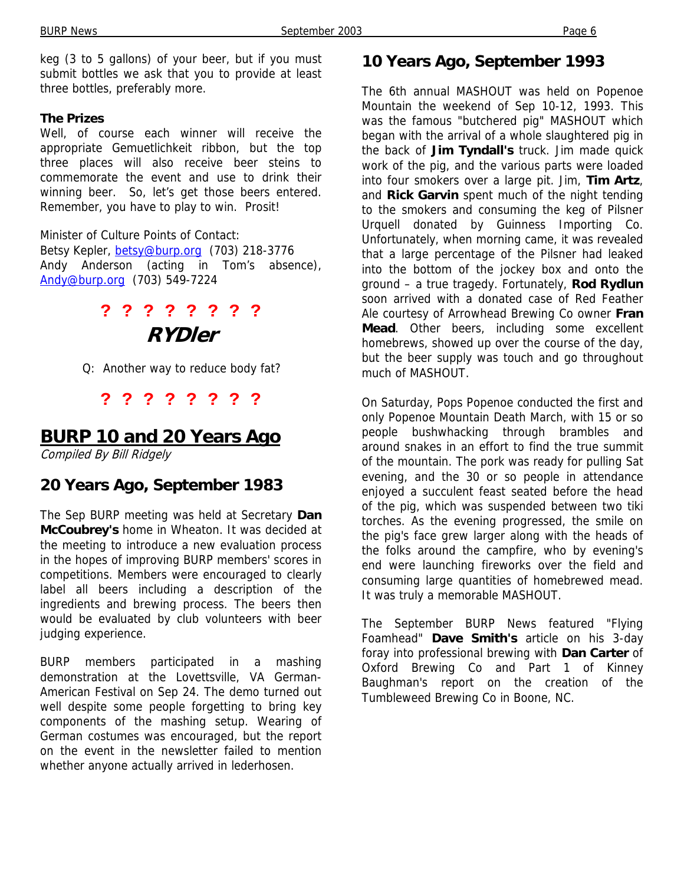keg (3 to 5 gallons) of your beer, but if you must submit bottles we ask that you to provide at least three bottles, preferably more.

**The Prizes**

Well, of course each winner will receive the appropriate Gemuetlichkeit ribbon, but the top three places will also receive beer steins to commemorate the event and use to drink their winning beer. So, let's get those beers entered. Remember, you have to play to win. Prosit!

Minister of Culture Points of Contact:
Betsy Kepler, betsy@burp.org (703) 218-3776
Andy Anderson (acting in Tom's absence), Andy@burp.org (703) 549-7224

**? ? ? ? ? ? ? ?**

## *RYDler*

Q: Another way to reduce body fat?

**? ? ? ? ? ? ? ?**

# BURP 10 and 20 Years Ago

*Compiled By Bill Ridgely*

## 20 Years Ago, September 1983

The Sep BURP meeting was held at Secretary **Dan McCoubrey's** home in Wheaton. It was decided at the meeting to introduce a new evaluation process in the hopes of improving BURP members' scores in competitions. Members were encouraged to clearly label all beers including a description of the ingredients and brewing process. The beers then would be evaluated by club volunteers with beer judging experience.

BURP members participated in a mashing demonstration at the Lovettsville, VA German-American Festival on Sep 24. The demo turned out well despite some people forgetting to bring key components of the mashing setup. Wearing of German costumes was encouraged, but the report on the event in the newsletter failed to mention whether anyone actually arrived in lederhosen.

## 10 Years Ago, September 1993

The 6th annual MASHOUT was held on Popenoe Mountain the weekend of Sep 10-12, 1993. This was the famous "butchered pig" MASHOUT which began with the arrival of a whole slaughtered pig in the back of **Jim Tyndall's** truck. Jim made quick work of the pig, and the various parts were loaded into four smokers over a large pit. Jim, **Tim Artz**, and **Rick Garvin** spent much of the night tending to the smokers and consuming the keg of Pilsner Urquell donated by Guinness Importing Co. Unfortunately, when morning came, it was revealed that a large percentage of the Pilsner had leaked into the bottom of the jockey box and onto the ground – a true tragedy. Fortunately, **Rod Rydlun** soon arrived with a donated case of Red Feather Ale courtesy of Arrowhead Brewing Co owner **Fran Mead**. Other beers, including some excellent homebrews, showed up over the course of the day, but the beer supply was touch and go throughout much of MASHOUT.

On Saturday, Pops Popenoe conducted the first and only Popenoe Mountain Death March, with 15 or so people bushwhacking through brambles and around snakes in an effort to find the true summit of the mountain. The pork was ready for pulling Sat evening, and the 30 or so people in attendance enjoyed a succulent feast seated before the head of the pig, which was suspended between two tiki torches. As the evening progressed, the smile on the pig's face grew larger along with the heads of the folks around the campfire, who by evening's end were launching fireworks over the field and consuming large quantities of homebrewed mead. It was truly a memorable MASHOUT.

The September BURP News featured "Flying Foamhead" **Dave Smith's** article on his 3-day foray into professional brewing with **Dan Carter** of Oxford Brewing Co and Part 1 of Kinney Baughman's report on the creation of the Tumbleweed Brewing Co in Boone, NC.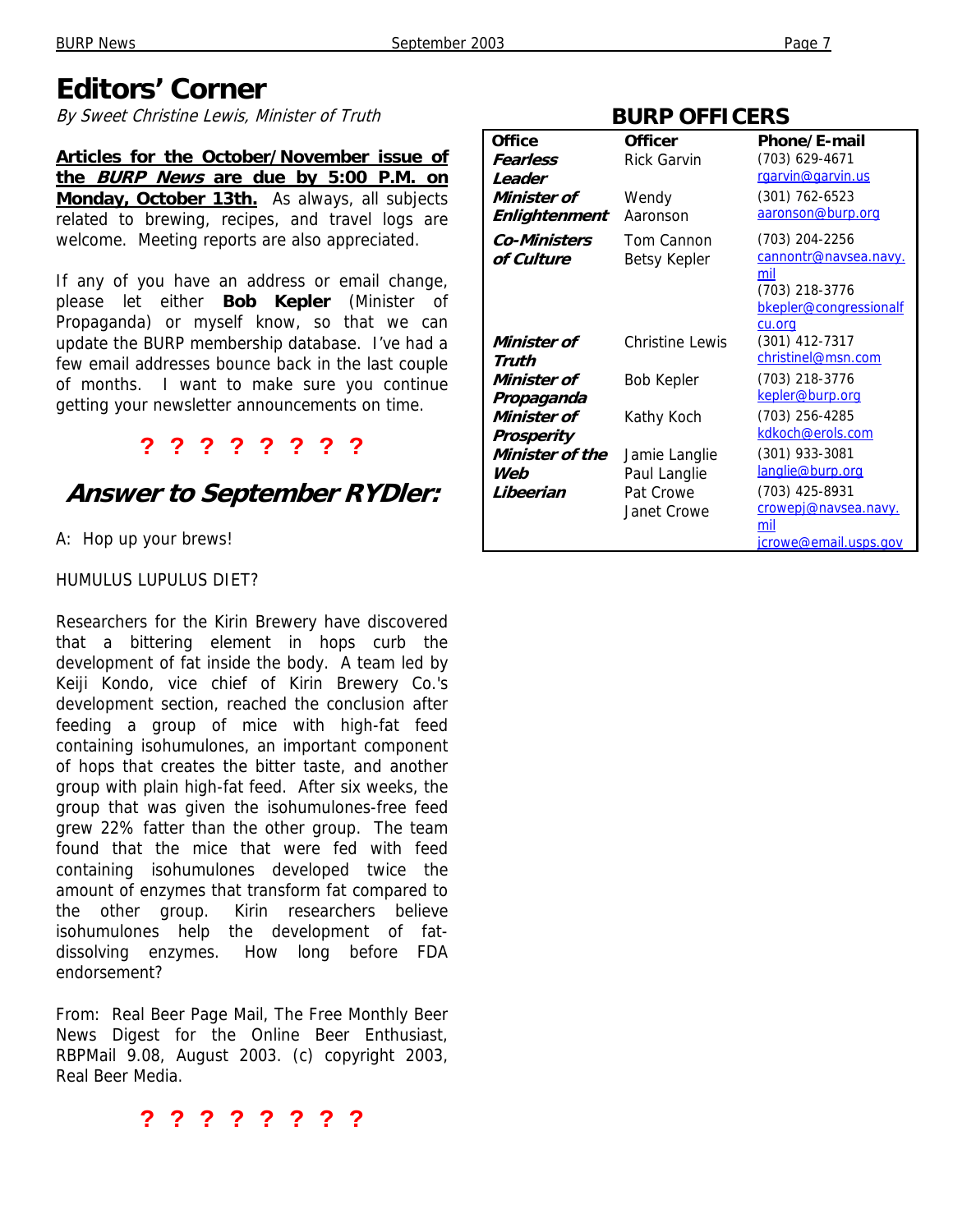# Editors' Corner

*By Sweet Christine Lewis, Minister of Truth*

**Articles for the October/November issue of the *BURP News* are due by 5:00 P.M. on Monday, October 13th.** As always, all subjects related to brewing, recipes, and travel logs are welcome. Meeting reports are also appreciated.

If any of you have an address or email change, please let either **Bob Kepler** (Minister of Propaganda) or myself know, so that we can update the BURP membership database. I've had a few email addresses bounce back in the last couple of months. I want to make sure you continue getting your newsletter announcements on time.

**? ? ? ? ? ? ? ?**

## *Answer to September RYDler:*

A: Hop up your brews!

HUMULUS LUPULUS DIET?

Researchers for the Kirin Brewery have discovered that a bittering element in hops curb the development of fat inside the body. A team led by Keiji Kondo, vice chief of Kirin Brewery Co.'s development section, reached the conclusion after feeding a group of mice with high-fat feed containing isohumulones, an important component of hops that creates the bitter taste, and another group with plain high-fat feed. After six weeks, the group that was given the isohumulones-free feed grew 22% fatter than the other group. The team found that the mice that were fed with feed containing isohumulones developed twice the amount of enzymes that transform fat compared to the other group. Kirin researchers believe isohumulones help the development of fat-dissolving enzymes. How long before FDA endorsement?

From: Real Beer Page Mail, The Free Monthly Beer News Digest for the Online Beer Enthusiast, RBPMail 9.08, August 2003. (c) copyright 2003, Real Beer Media.

**? ? ? ? ? ? ? ?**

## BURP OFFICERS

| Office | Officer | Phone/E-mail |
|---|---|---|
| ***Fearless Leader*** | Rick Garvin | (703) 629-4671<br>rgarvin@garvin.us |
| ***Minister of Enlightenment*** | Wendy Aaronson | (301) 762-6523<br>aaronson@burp.org |
| ***Co-Ministers of Culture*** | Tom Cannon<br>Betsy Kepler | (703) 204-2256<br>cannontr@navsea.navy.mil<br>(703) 218-3776<br>bkepler@congressionalfcu.org |
| ***Minister of Truth*** | Christine Lewis | (301) 412-7317<br>christinel@msn.com |
| ***Minister of Propaganda*** | Bob Kepler | (703) 218-3776<br>kepler@burp.org |
| ***Minister of Prosperity*** | Kathy Koch | (703) 256-4285<br>kdkoch@erols.com |
| ***Minister of the Web*** | Jamie Langlie<br>Paul Langlie | (301) 933-3081<br>langlie@burp.org |
| ***Libeerian*** | Pat Crowe<br>Janet Crowe | (703) 425-8931<br>crowepj@navsea.navy.mil<br>jcrowe@email.usps.gov |